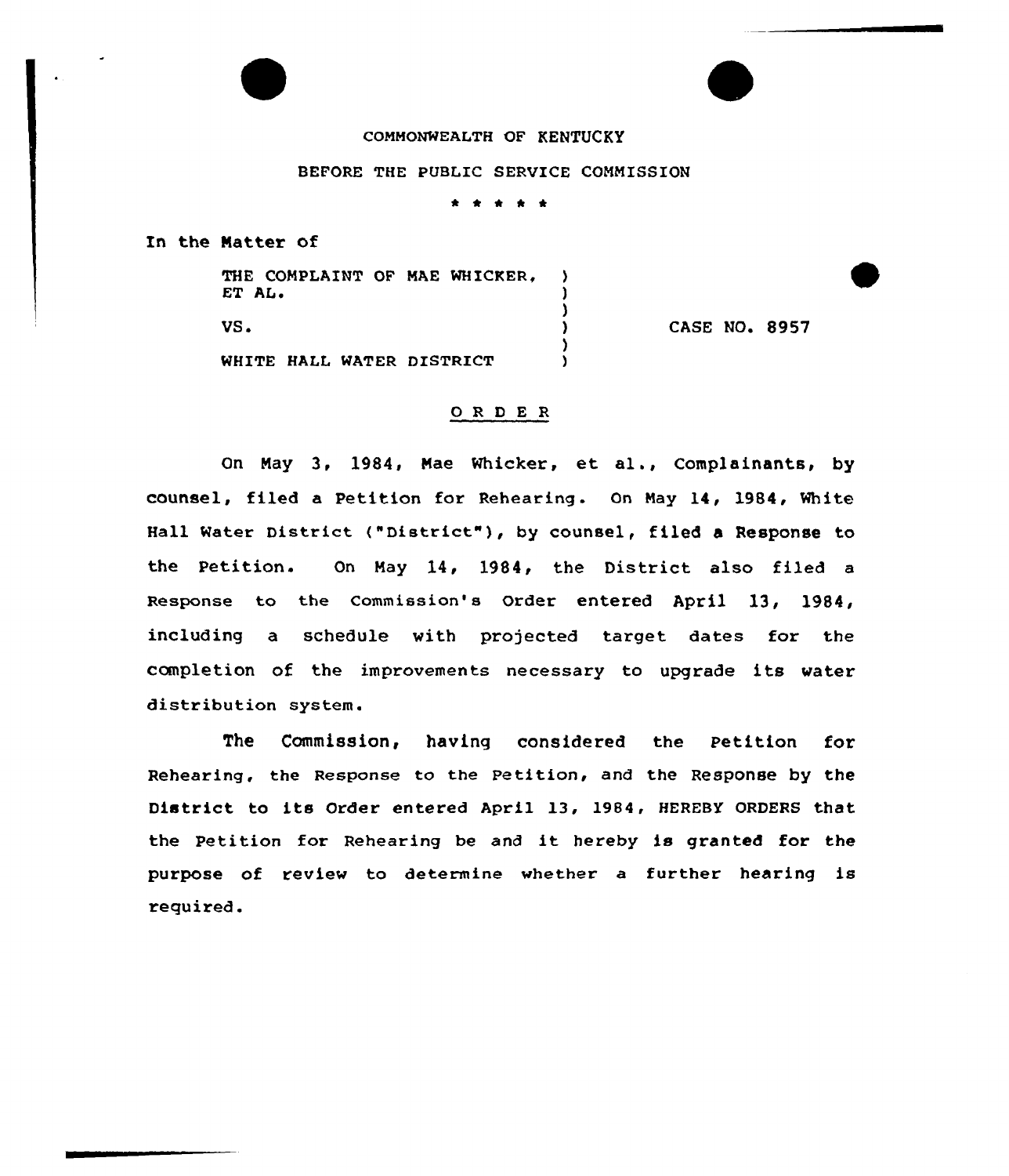COMMONWEALTH OF KENTUCKY

BEFORE THE PUBLIC SERVICE COMMISSION

\* \* \* \* \*

In the Matter of

| | | |
|---|---|---|
| THE COMPLAINT OF MAE WHICKER, ET AL. | ) | |
| VS. | ) | CASE NO. 8957 |
| WHITE HALL WATER DISTRICT | ) | |

## O R D E R

On May 3, 1984, Mae Whicker, et al., Complainants, by counsel, filed a Petition for Rehearing. On May 14, 1984, White Hall Water District ("District"), by counsel, filed a Response to the Petition. On May 14, 1984, the District also filed a Response to the Commission's Order entered April 13, 1984, including a schedule with projected target dates for the completion of the improvements necessary to upgrade its water distribution system.

The Commission, having considered the Petition for Rehearing, the Response to the Petition, and the Response by the District to its Order entered April 13, 1984, HEREBY ORDERS that the Petition for Rehearing be and it hereby is granted for the purpose of review to determine whether a further hearing is required.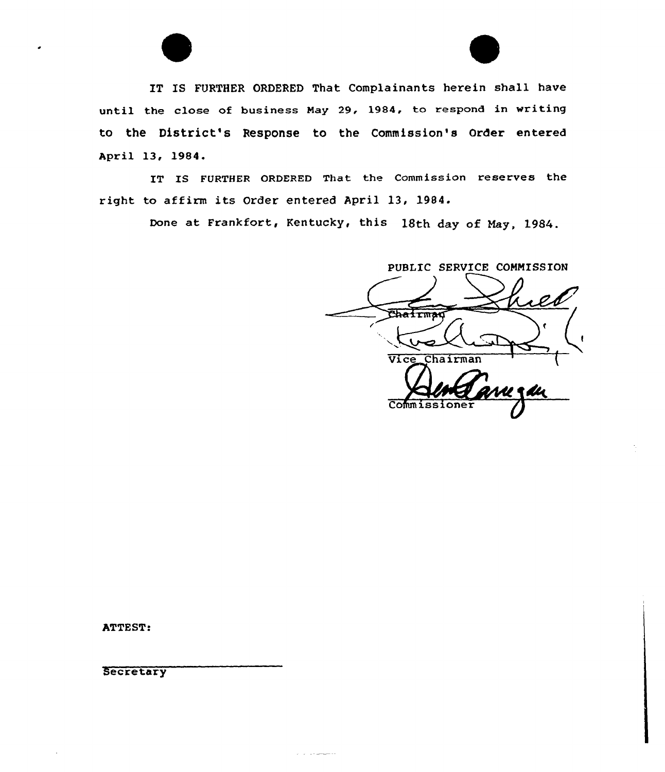IT IS FURTHER ORDERED That Complainants herein shall have until the close of business May 29, 1984, to respond in writing to the District's Response to the Commission's Order entered April 13, 1984.

IT IS FURTHER ORDERED That the Commission reserves the right to affirm its Order entered April 13, 1984.

Done at Frankfort, Kentucky, this 18th day of May, 1984.

PUBLIC SERVICE COMMISSION

Chairman

Vice Chairman

Commissioner

ATTEST:

Secretary